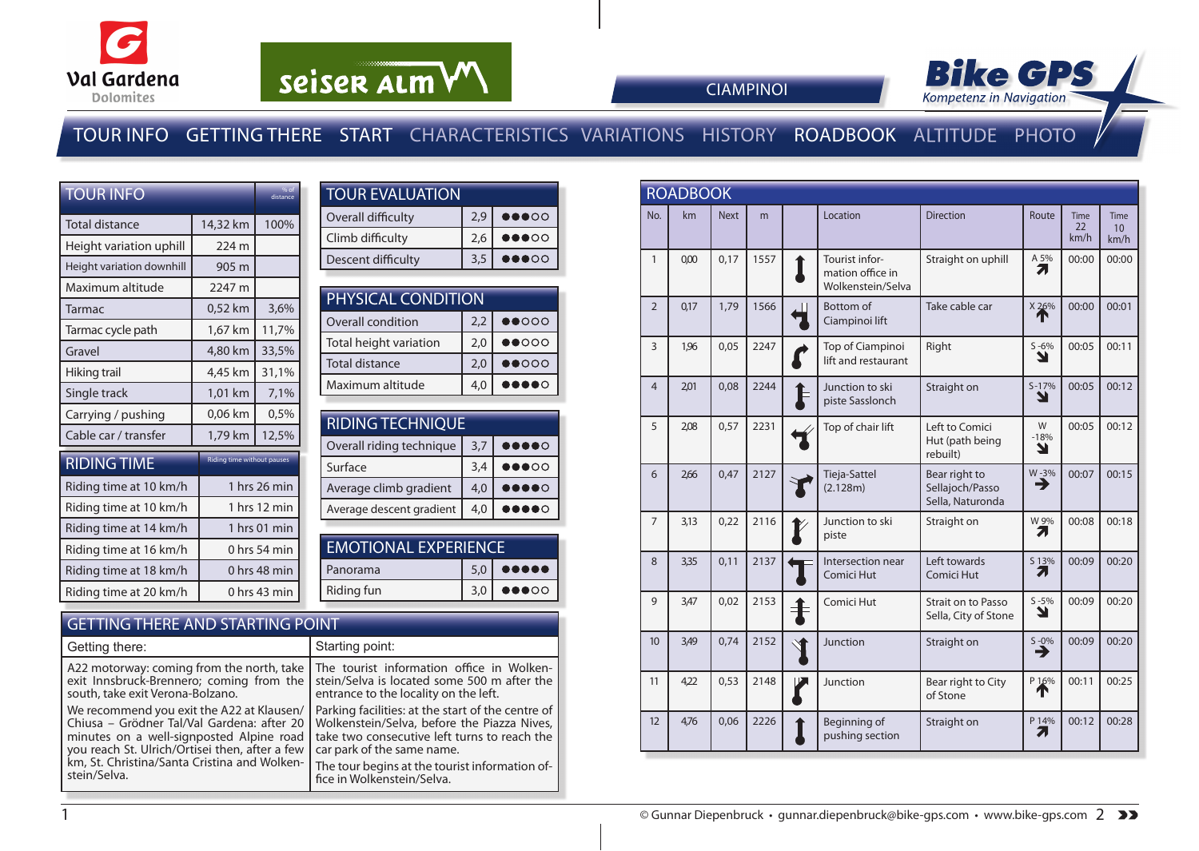Val Gardena Dolomites

seiser alm

CIAMPINOI

Bike GPS – Kompetenz in Navigation

TOUR INFO GETTING THERE START CHARACTERISTICS VARIATIONS HISTORY ROADBOOK ALTITUDE PHOTO

## TOUR INFO

| TOUR INFO | | % of distance |
|---|---|---|
| Total distance | 14,32 km | 100% |
| Height variation uphill | 224 m | |
| Height variation downhill | 905 m | |
| Maximum altitude | 2247 m | |
| Tarmac | 0,52 km | 3,6% |
| Tarmac cycle path | 1,67 km | 11,7% |
| Gravel | 4,80 km | 33,5% |
| Hiking trail | 4,45 km | 31,1% |
| Single track | 1,01 km | 7,1% |
| Carrying / pushing | 0,06 km | 0,5% |
| Cable car / transfer | 1,79 km | 12,5% |

## RIDING TIME

| RIDING TIME | Riding time without pauses |
|---|---|
| Riding time at 10 km/h | 1 hrs 26 min |
| Riding time at 10 km/h | 1 hrs 12 min |
| Riding time at 14 km/h | 1 hrs 01 min |
| Riding time at 16 km/h | 0 hrs 54 min |
| Riding time at 18 km/h | 0 hrs 48 min |
| Riding time at 20 km/h | 0 hrs 43 min |

## TOUR EVALUATION

| TOUR EVALUATION | | |
|---|---|---|
| Overall difficulty | 2,9 | ●●●○○ |
| Climb difficulty | 2,6 | ●●●○○ |
| Descent difficulty | 3,5 | ●●●○○ |

## PHYSICAL CONDITION

| PHYSICAL CONDITION | | |
|---|---|---|
| Overall condition | 2,2 | ●●○○○ |
| Total height variation | 2,0 | ●●○○○ |
| Total distance | 2,0 | ●●○○○ |
| Maximum altitude | 4,0 | ●●●●○ |

## RIDING TECHNIQUE

| RIDING TECHNIQUE | | |
|---|---|---|
| Overall riding technique | 3,7 | ●●●●○ |
| Surface | 3,4 | ●●●○○ |
| Average climb gradient | 4,0 | ●●●●○ |
| Average descent gradient | 4,0 | ●●●●○ |

## EMOTIONAL EXPERIENCE

| EMOTIONAL EXPERIENCE | | |
|---|---|---|
| Panorama | 5,0 | ●●●●● |
| Riding fun | 3,0 | ●●●○○ |

## GETTING THERE AND STARTING POINT

**Getting there:**

A22 motorway: coming from the north, take exit Innsbruck-Brennero; coming from the south, take exit Verona-Bolzano.

We recommend you exit the A22 at Klausen/Chiusa – Grödner Tal/Val Gardena: after 20 minutes on a well-signposted Alpine road you reach St. Ulrich/Ortisei then, after a few km, St. Christina/Santa Cristina and Wolkenstein/Selva.

**Starting point:**

The tourist information office in Wolkenstein/Selva is located some 500 m after the entrance to the locality on the left.

Parking facilities: at the start of the centre of Wolkenstein/Selva, before the Piazza Nives, take two consecutive left turns to reach the car park of the same name.

The tour begins at the tourist information office in Wolkenstein/Selva.

## ROADBOOK

| No. | km | Next | m | | Location | Direction | Route | Time 22 km/h | Time 10 km/h |
|---|---|---|---|---|---|---|---|---|---|
| 1 | 0,00 | 0,17 | 1557 | | Tourist information office in Wolkenstein/Selva | Straight on uphill | A 5% | 00:00 | 00:00 |
| 2 | 0,17 | 1,79 | 1566 | | Bottom of Ciampinoi lift | Take cable car | X 26% | 00:00 | 00:01 |
| 3 | 1,96 | 0,05 | 2247 | | Top of Ciampinoi lift and restaurant | Right | S -6% | 00:05 | 00:11 |
| 4 | 2,01 | 0,08 | 2244 | | Junction to ski piste Sasslonch | Straight on | S -17% | 00:05 | 00:12 |
| 5 | 2,08 | 0,57 | 2231 | | Top of chair lift | Left to Comici Hut (path being rebuilt) | W -18% | 00:05 | 00:12 |
| 6 | 2,66 | 0,47 | 2127 | | Tieja-Sattel (2.128m) | Bear right to Sellajoch/Passo Sella, Naturonda | W -3% | 00:07 | 00:15 |
| 7 | 3,13 | 0,22 | 2116 | | Junction to ski piste | Straight on | W 9% | 00:08 | 00:18 |
| 8 | 3,35 | 0,11 | 2137 | | Intersection near Comici Hut | Left towards Comici Hut | S 13% | 00:09 | 00:20 |
| 9 | 3,47 | 0,02 | 2153 | | Comici Hut | Strait on to Passo Sella, City of Stone | S -5% | 00:09 | 00:20 |
| 10 | 3,49 | 0,74 | 2152 | | Junction | Straight on | S -0% | 00:09 | 00:20 |
| 11 | 4,22 | 0,53 | 2148 | | Junction | Bear right to City of Stone | P 16% | 00:11 | 00:25 |
| 12 | 4,76 | 0,06 | 2226 | | Beginning of pushing section | Straight on | P 14% | 00:12 | 00:28 |

© Gunnar Diepenbruck • gunnar.diepenbruck@bike-gps.com • www.bike-gps.com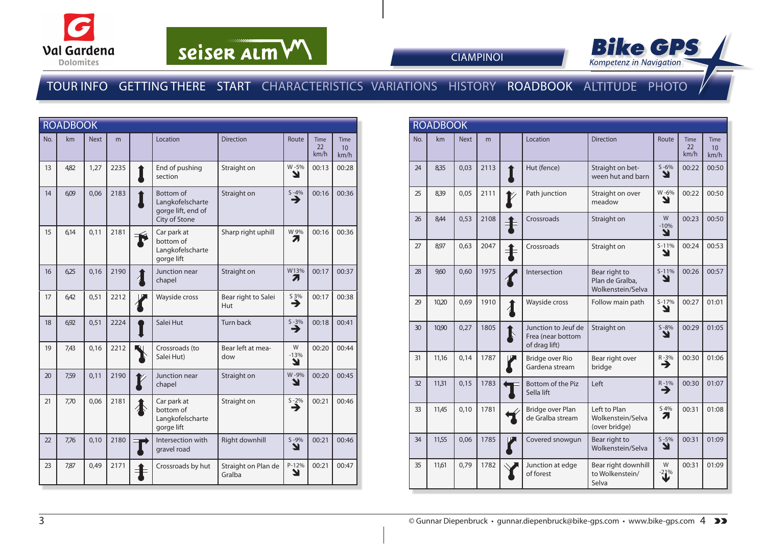CIAMPINOI

TOUR INFO GETTING THERE START CHARACTERISTICS VARIATIONS HISTORY ROADBOOK ALTITUDE PHOTO

## ROADBOOK

| No. | km | Next | m | | Location | Direction | Route | Time 22 km/h | Time 10 km/h |
|---|---|---|---|---|---|---|---|---|---|
| 13 | 4,82 | 1,27 | 2235 | | End of pushing section | Straight on | W -5% ↘ | 00:13 | 00:28 |
| 14 | 6,09 | 0,06 | 2183 | | Bottom of Langkofelscharte gorge lift, end of City of Stone | Straight on | S -4% → | 00:16 | 00:36 |
| 15 | 6,14 | 0,11 | 2181 | | Car park at bottom of Langkofelscharte gorge lift | Sharp right uphill | W 9% ↗ | 00:16 | 00:36 |
| 16 | 6,25 | 0,16 | 2190 | | Junction near chapel | Straight on | W13% ↗ | 00:17 | 00:37 |
| 17 | 6,42 | 0,51 | 2212 | | Wayside cross | Bear right to Salei Hut | S 3% → | 00:17 | 00:38 |
| 18 | 6,92 | 0,51 | 2224 | | Salei Hut | Turn back | S -3% → | 00:18 | 00:41 |
| 19 | 7,43 | 0,16 | 2212 | | Crossroads (to Salei Hut) | Bear left at meadow | W -13% ↘ | 00:20 | 00:44 |
| 20 | 7,59 | 0,11 | 2190 | | Junction near chapel | Straight on | W -9% ↘ | 00:20 | 00:45 |
| 21 | 7,70 | 0,06 | 2181 | | Car park at bottom of Langkofelscharte gorge lift | Straight on | S -2% → | 00:21 | 00:46 |
| 22 | 7,76 | 0,10 | 2180 | | Intersection with gravel road | Right downhill | S -9% ↘ | 00:21 | 00:46 |
| 23 | 7,87 | 0,49 | 2171 | | Crossroads by hut | Straight on Plan de Gralba | P -12% ↘ | 00:21 | 00:47 |

## ROADBOOK

| No. | km | Next | m | | Location | Direction | Route | Time 22 km/h | Time 10 km/h |
|---|---|---|---|---|---|---|---|---|---|
| 24 | 8,35 | 0,03 | 2113 | | Hut (fence) | Straight on between hut and barn | S -6% ↘ | 00:22 | 00:50 |
| 25 | 8,39 | 0,05 | 2111 | | Path junction | Straight on over meadow | W -6% ↘ | 00:22 | 00:50 |
| 26 | 8,44 | 0,53 | 2108 | | Crossroads | Straight on | W -10% ↘ | 00:23 | 00:50 |
| 27 | 8,97 | 0,63 | 2047 | | Crossroads | Straight on | S -11% ↘ | 00:24 | 00:53 |
| 28 | 9,60 | 0,60 | 1975 | | Intersection | Bear right to Plan de Gralba, Wolkenstein/Selva | S -11% ↘ | 00:26 | 00:57 |
| 29 | 10,20 | 0,69 | 1910 | | Wayside cross | Follow main path | S -17% ↘ | 00:27 | 01:01 |
| 30 | 10,90 | 0,27 | 1805 | | Junction to Jeuf de Frea (near bottom of drag lift) | Straight on | S -8% ↘ | 00:29 | 01:05 |
| 31 | 11,16 | 0,14 | 1787 | | Bridge over Rio Gardena stream | Bear right over bridge | R -3% → | 00:30 | 01:06 |
| 32 | 11,31 | 0,15 | 1783 | | Bottom of the Piz Sella lift | Left | R -1% → | 00:30 | 01:07 |
| 33 | 11,45 | 0,10 | 1781 | | Bridge over Plan de Gralba stream | Left to Plan Wolkenstein/Selva (over bridge) | S 4% ↗ | 00:31 | 01:08 |
| 34 | 11,55 | 0,06 | 1785 | | Covered snowgun | Bear right to Wolkenstein/Selva | S -5% ↘ | 00:31 | 01:09 |
| 35 | 11,61 | 0,79 | 1782 | | Junction at edge of forest | Bear right downhill to Wolkenstein/ Selva | W -21% ↓ | 00:31 | 01:09 |

© Gunnar Diepenbruck • gunnar.diepenbruck@bike-gps.com • www.bike-gps.com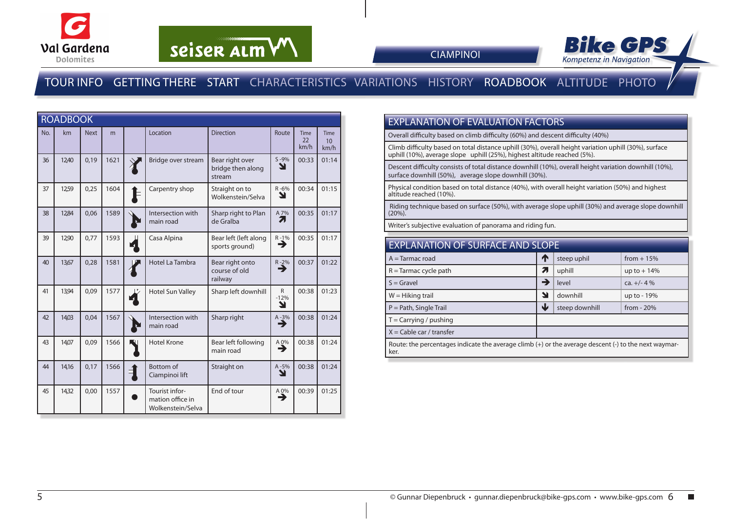CIAMPINOI

TOUR INFO GETTING THERE START CHARACTERISTICS VARIATIONS HISTORY ROADBOOK ALTITUDE PHOTO

## ROADBOOK

| No. | km | Next | m | | Location | Direction | Route | Time 22 km/h | Time 10 km/h |
|---|---|---|---|---|---|---|---|---|---|
| 36 | 12,40 | 0,19 | 1621 | | Bridge over stream | Bear right over bridge then along stream | S -9% ↘ | 00:33 | 01:14 |
| 37 | 12,59 | 0,25 | 1604 | | Carpentry shop | Straight on to Wolkenstein/Selva | R -6% ↘ | 00:34 | 01:15 |
| 38 | 12,84 | 0,06 | 1589 | | Intersection with main road | Sharp right to Plan de Gralba | A 7% ↗ | 00:35 | 01:17 |
| 39 | 12,90 | 0,77 | 1593 | | Casa Alpina | Bear left (left along sports ground) | R -1% → | 00:35 | 01:17 |
| 40 | 13,67 | 0,28 | 1581 | | Hotel La Tambra | Bear right onto course of old railway | R -2% → | 00:37 | 01:22 |
| 41 | 13,94 | 0,09 | 1577 | | Hotel Sun Valley | Sharp left downhill | R -12% ↘ | 00:38 | 01:23 |
| 42 | 14,03 | 0,04 | 1567 | | Intersection with main road | Sharp right | A -3% → | 00:38 | 01:24 |
| 43 | 14,07 | 0,09 | 1566 | | Hotel Krone | Bear left following main road | A 0% → | 00:38 | 01:24 |
| 44 | 14,16 | 0,17 | 1566 | | Bottom of Ciampinoi lift | Straight on | A -5% ↘ | 00:38 | 01:24 |
| 45 | 14,32 | 0,00 | 1557 | ● | Tourist information office in Wolkenstein/Selva | End of tour | A 0% → | 00:39 | 01:25 |

## EXPLANATION OF EVALUATION FACTORS

Overall difficulty based on climb difficulty (60%) and descent difficulty (40%)

Climb difficulty based on total distance uphill (30%), overall height variation uphill (30%), surface uphill (10%), average slope uphill (25%), highest altitude reached (5%).

Descent difficulty consists of total distance downhill (10%), overall height variation downhill (10%), surface downhill (50%), average slope downhill (30%).

Physical condition based on total distance (40%), with overall height variation (50%) and highest altitude reached (10%).

Riding technique based on surface (50%), with average slope uphill (30%) and average slope downhill (20%).

Writer's subjective evaluation of panorama and riding fun.

## EXPLANATION OF SURFACE AND SLOPE

| | | | |
|---|---|---|---|
| A = Tarmac road | ↑ | steep uphil | from + 15% |
| R = Tarmac cycle path | ↗ | uphill | up to + 14% |
| S = Gravel | → | level | ca. +/- 4 % |
| W = Hiking trail | ↘ | downhill | up to - 19% |
| P = Path, Single Trail | ↓ | steep downhill | from - 20% |
| T = Carrying / pushing | | | |
| X = Cable car / transfer | | | |

Route: the percentages indicate the average climb (+) or the average descent (-) to the next waymarker.

© Gunnar Diepenbruck • gunnar.diepenbruck@bike-gps.com • www.bike-gps.com